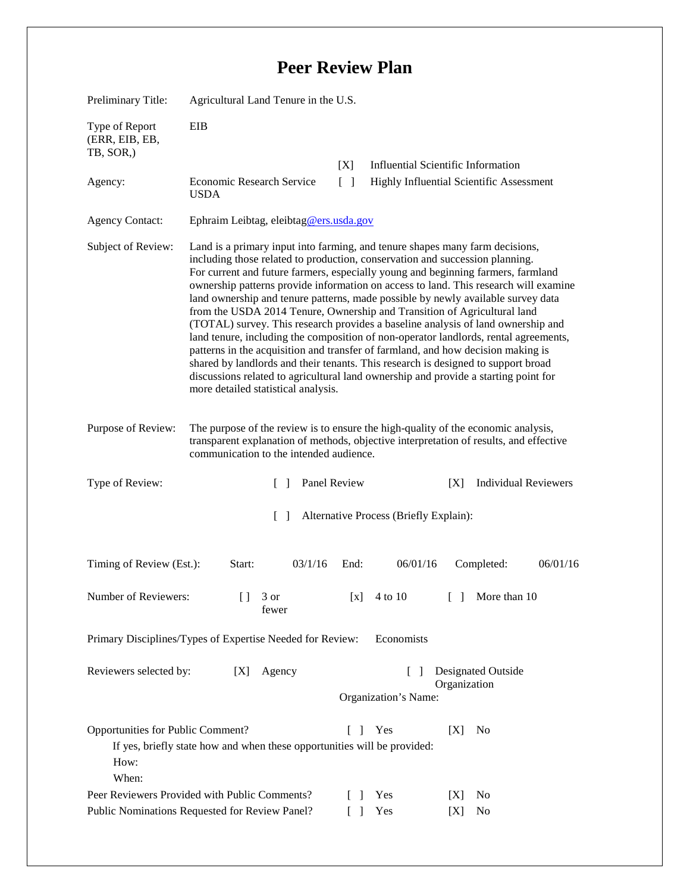# Peer Review Plan

Preliminary Title: Agricultural Land Tenure in the U.S.

Type of Report (ERR, EIB, EB, TB, SOR,): EIB

[X] Influential Scientific Information

[ ] Highly Influential Scientific Assessment

Agency: Economic Research Service USDA

Agency Contact: Ephraim Leibtag, eleibtag@ers.usda.gov

Subject of Review: Land is a primary input into farming, and tenure shapes many farm decisions, including those related to production, conservation and succession planning. For current and future farmers, especially young and beginning farmers, farmland ownership patterns provide information on access to land. This research will examine land ownership and tenure patterns, made possible by newly available survey data from the USDA 2014 Tenure, Ownership and Transition of Agricultural land (TOTAL) survey. This research provides a baseline analysis of land ownership and land tenure, including the composition of non-operator landlords, rental agreements, patterns in the acquisition and transfer of farmland, and how decision making is shared by landlords and their tenants. This research is designed to support broad discussions related to agricultural land ownership and provide a starting point for more detailed statistical analysis.

Purpose of Review: The purpose of the review is to ensure the high-quality of the economic analysis, transparent explanation of methods, objective interpretation of results, and effective communication to the intended audience.

Type of Review: [ ] Panel Review [X] Individual Reviewers

[ ] Alternative Process (Briefly Explain):

Timing of Review (Est.): Start: 03/1/16 End: 06/01/16 Completed: 06/01/16

Number of Reviewers: [ ] 3 or fewer [x] 4 to 10 [ ] More than 10

Primary Disciplines/Types of Expertise Needed for Review: Economists

Reviewers selected by: [X] Agency [ ] Designated Outside Organization

Organization's Name:

Opportunities for Public Comment? [ ] Yes [X] No

If yes, briefly state how and when these opportunities will be provided:

How:

When:

Peer Reviewers Provided with Public Comments? [ ] Yes [X] No

Public Nominations Requested for Review Panel? [ ] Yes [X] No